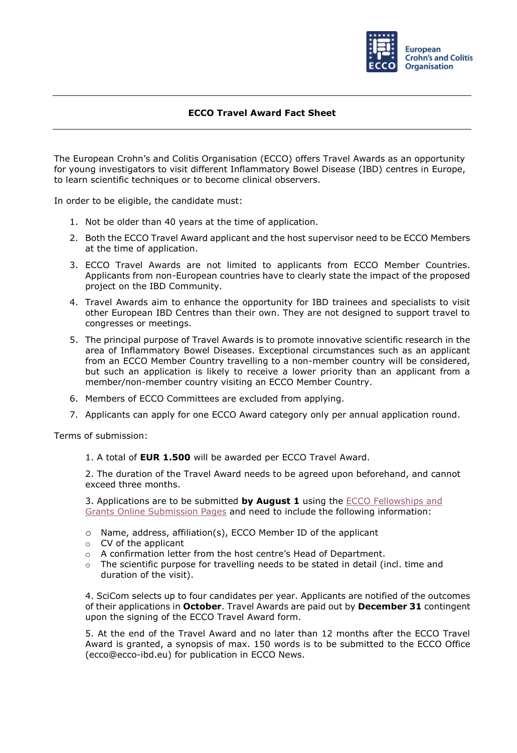European Crohn's and Colitis Organisation

# ECCO Travel Award Fact Sheet

The European Crohn's and Colitis Organisation (ECCO) offers Travel Awards as an opportunity for young investigators to visit different Inflammatory Bowel Disease (IBD) centres in Europe, to learn scientific techniques or to become clinical observers.

In order to be eligible, the candidate must:

1. Not be older than 40 years at the time of application.
2. Both the ECCO Travel Award applicant and the host supervisor need to be ECCO Members at the time of application.
3. ECCO Travel Awards are not limited to applicants from ECCO Member Countries. Applicants from non-European countries have to clearly state the impact of the proposed project on the IBD Community.
4. Travel Awards aim to enhance the opportunity for IBD trainees and specialists to visit other European IBD Centres than their own. They are not designed to support travel to congresses or meetings.
5. The principal purpose of Travel Awards is to promote innovative scientific research in the area of Inflammatory Bowel Diseases. Exceptional circumstances such as an applicant from an ECCO Member Country travelling to a non-member country will be considered, but such an application is likely to receive a lower priority than an applicant from a member/non-member country visiting an ECCO Member Country.
6. Members of ECCO Committees are excluded from applying.
7. Applicants can apply for one ECCO Award category only per annual application round.

Terms of submission:

1. A total of **EUR 1.500** will be awarded per ECCO Travel Award.

2. The duration of the Travel Award needs to be agreed upon beforehand, and cannot exceed three months.

3. Applications are to be submitted **by August 1** using the ECCO Fellowships and Grants Online Submission Pages and need to include the following information:

- Name, address, affiliation(s), ECCO Member ID of the applicant
- CV of the applicant
- A confirmation letter from the host centre's Head of Department.
- The scientific purpose for travelling needs to be stated in detail (incl. time and duration of the visit).

4. SciCom selects up to four candidates per year. Applicants are notified of the outcomes of their applications in **October**. Travel Awards are paid out by **December 31** contingent upon the signing of the ECCO Travel Award form.

5. At the end of the Travel Award and no later than 12 months after the ECCO Travel Award is granted, a synopsis of max. 150 words is to be submitted to the ECCO Office (ecco@ecco-ibd.eu) for publication in ECCO News.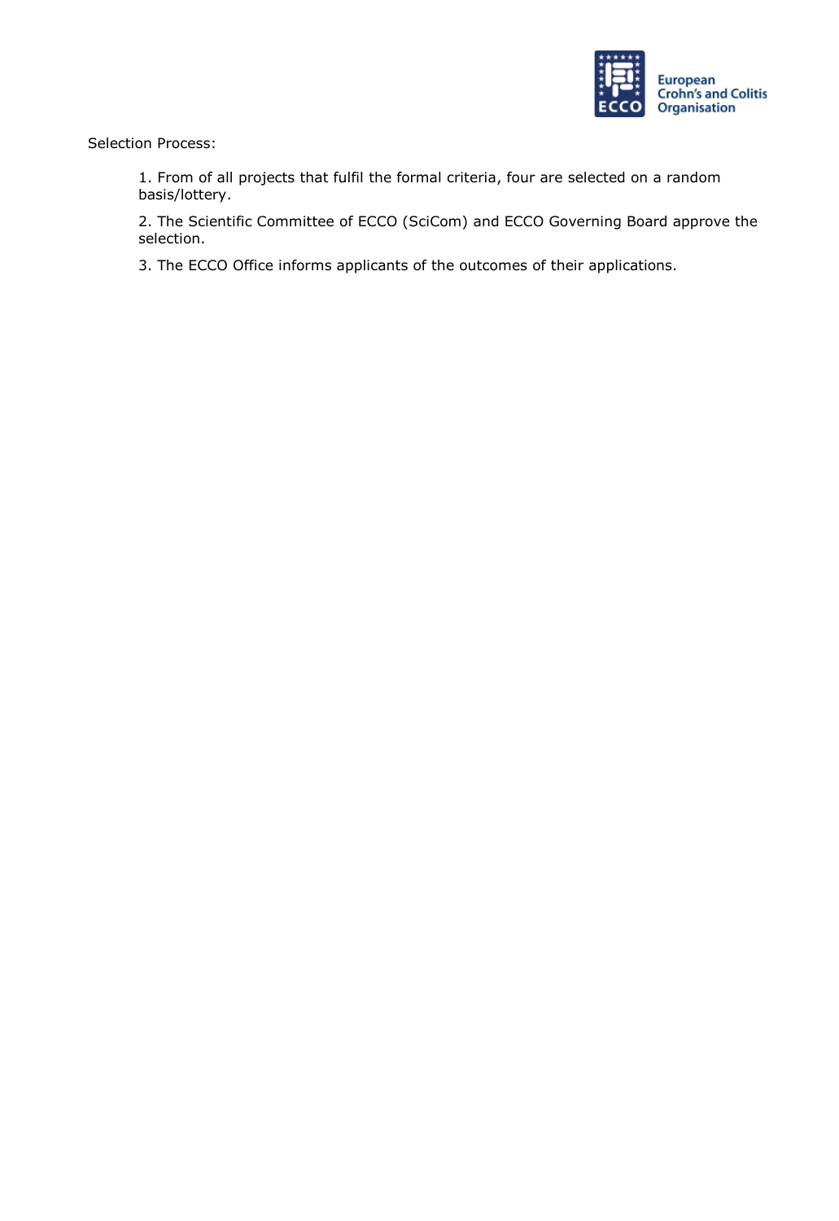Selection Process:

1. From of all projects that fulfil the formal criteria, four are selected on a random basis/lottery.

2. The Scientific Committee of ECCO (SciCom) and ECCO Governing Board approve the selection.

3. The ECCO Office informs applicants of the outcomes of their applications.